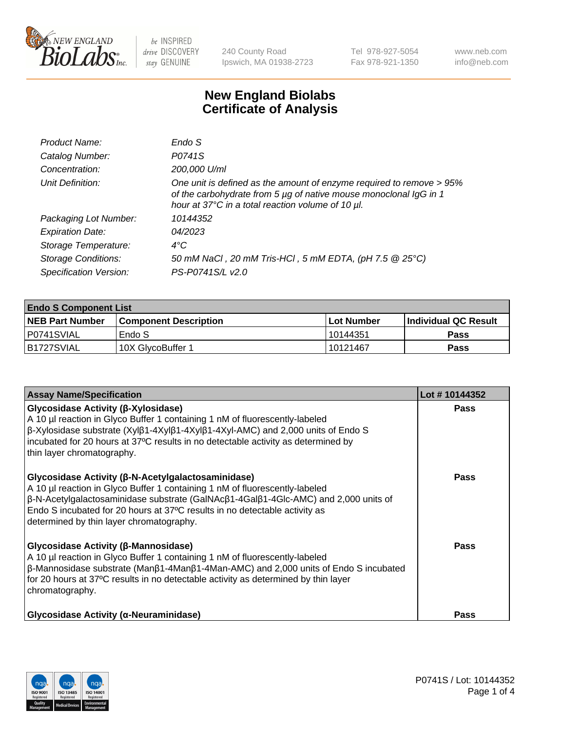# New England Biolabs Certificate of Analysis

| | |
|---|---|
| *Product Name:* | *Endo S* |
| *Catalog Number:* | *P0741S* |
| *Concentration:* | *200,000 U/ml* |
| *Unit Definition:* | *One unit is defined as the amount of enzyme required to remove > 95% of the carbohydrate from 5 µg of native mouse monoclonal IgG in 1 hour at 37°C in a total reaction volume of 10 µl.* |
| *Packaging Lot Number:* | *10144352* |
| *Expiration Date:* | *04/2023* |
| *Storage Temperature:* | *4°C* |
| *Storage Conditions:* | *50 mM NaCl , 20 mM Tris-HCl , 5 mM EDTA, (pH 7.5 @ 25°C)* |
| *Specification Version:* | *PS-P0741S/L v2.0* |

| **Endo S Component List** | | | |
|---|---|---|---|
| **NEB Part Number** | **Component Description** | **Lot Number** | **Individual QC Result** |
| P0741SVIAL | Endo S | 10144351 | **Pass** |
| B1727SVIAL | 10X GlycoBuffer 1 | 10121467 | **Pass** |

| **Assay Name/Specification** | **Lot # 10144352** |
|---|---|
| **Glycosidase Activity (β-Xylosidase)**<br>A 10 µl reaction in Glyco Buffer 1 containing 1 nM of fluorescently-labeled β-Xylosidase substrate (Xylβ1-4Xylβ1-4Xylβ1-4Xyl-AMC) and 2,000 units of Endo S incubated for 20 hours at 37ºC results in no detectable activity as determined by thin layer chromatography. | **Pass** |
| **Glycosidase Activity (β-N-Acetylgalactosaminidase)**<br>A 10 µl reaction in Glyco Buffer 1 containing 1 nM of fluorescently-labeled β-N-Acetylgalactosaminidase substrate (GalNAcβ1-4Galβ1-4Glc-AMC) and 2,000 units of Endo S incubated for 20 hours at 37ºC results in no detectable activity as determined by thin layer chromatography. | **Pass** |
| **Glycosidase Activity (β-Mannosidase)**<br>A 10 µl reaction in Glyco Buffer 1 containing 1 nM of fluorescently-labeled β-Mannosidase substrate (Manβ1-4Manβ1-4Man-AMC) and 2,000 units of Endo S incubated for 20 hours at 37ºC results in no detectable activity as determined by thin layer chromatography. | **Pass** |
| **Glycosidase Activity (α-Neuraminidase)** | **Pass** |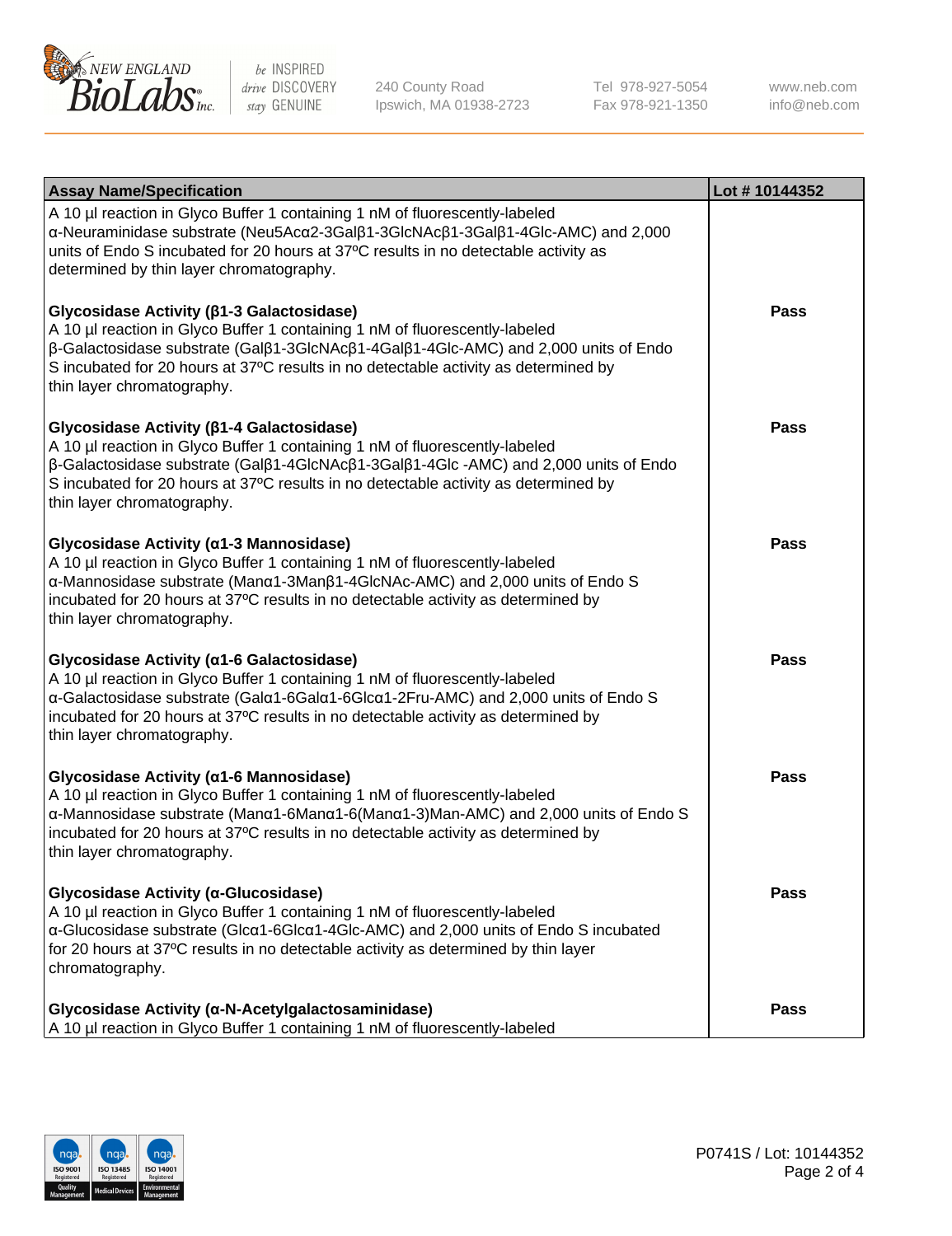| Assay Name/Specification | Lot # 10144352 |
|---|---|
| A 10 µl reaction in Glyco Buffer 1 containing 1 nM of fluorescently-labeled α-Neuraminidase substrate (Neu5Acα2-3Galβ1-3GlcNAcβ1-3Galβ1-4Glc-AMC) and 2,000 units of Endo S incubated for 20 hours at 37ºC results in no detectable activity as determined by thin layer chromatography. | |
| **Glycosidase Activity (β1-3 Galactosidase)**<br>A 10 µl reaction in Glyco Buffer 1 containing 1 nM of fluorescently-labeled β-Galactosidase substrate (Galβ1-3GlcNAcβ1-4Galβ1-4Glc-AMC) and 2,000 units of Endo S incubated for 20 hours at 37ºC results in no detectable activity as determined by thin layer chromatography. | **Pass** |
| **Glycosidase Activity (β1-4 Galactosidase)**<br>A 10 µl reaction in Glyco Buffer 1 containing 1 nM of fluorescently-labeled β-Galactosidase substrate (Galβ1-4GlcNAcβ1-3Galβ1-4Glc -AMC) and 2,000 units of Endo S incubated for 20 hours at 37ºC results in no detectable activity as determined by thin layer chromatography. | **Pass** |
| **Glycosidase Activity (α1-3 Mannosidase)**<br>A 10 µl reaction in Glyco Buffer 1 containing 1 nM of fluorescently-labeled α-Mannosidase substrate (Manα1-3Manβ1-4GlcNAc-AMC) and 2,000 units of Endo S incubated for 20 hours at 37ºC results in no detectable activity as determined by thin layer chromatography. | **Pass** |
| **Glycosidase Activity (α1-6 Galactosidase)**<br>A 10 µl reaction in Glyco Buffer 1 containing 1 nM of fluorescently-labeled α-Galactosidase substrate (Galα1-6Galα1-6Glcα1-2Fru-AMC) and 2,000 units of Endo S incubated for 20 hours at 37ºC results in no detectable activity as determined by thin layer chromatography. | **Pass** |
| **Glycosidase Activity (α1-6 Mannosidase)**<br>A 10 µl reaction in Glyco Buffer 1 containing 1 nM of fluorescently-labeled α-Mannosidase substrate (Manα1-6Manα1-6(Manα1-3)Man-AMC) and 2,000 units of Endo S incubated for 20 hours at 37ºC results in no detectable activity as determined by thin layer chromatography. | **Pass** |
| **Glycosidase Activity (α-Glucosidase)**<br>A 10 µl reaction in Glyco Buffer 1 containing 1 nM of fluorescently-labeled α-Glucosidase substrate (Glcα1-6Glcα1-4Glc-AMC) and 2,000 units of Endo S incubated for 20 hours at 37ºC results in no detectable activity as determined by thin layer chromatography. | **Pass** |
| **Glycosidase Activity (α-N-Acetylgalactosaminidase)**<br>A 10 µl reaction in Glyco Buffer 1 containing 1 nM of fluorescently-labeled | **Pass** |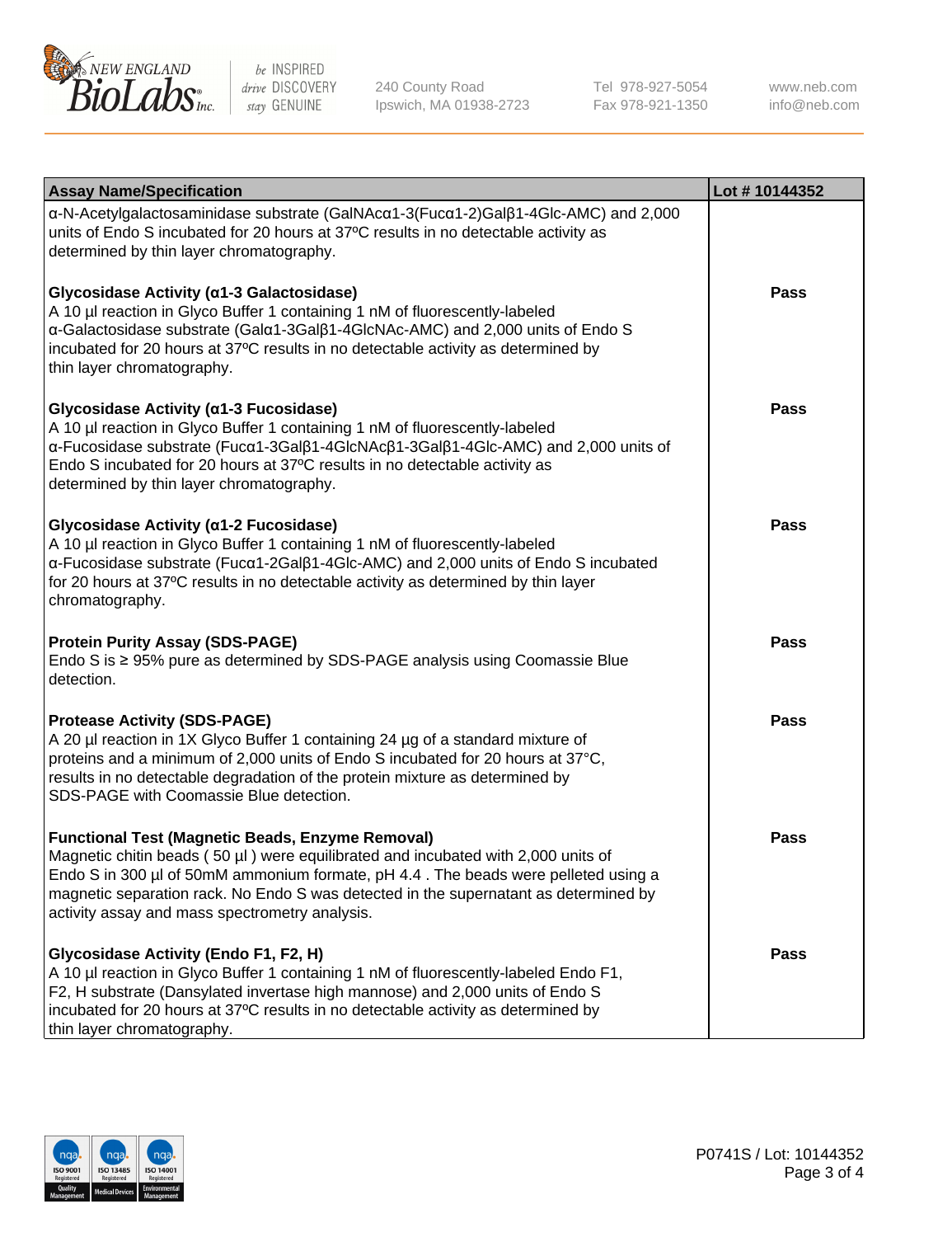| Assay Name/Specification | Lot # 10144352 |
|---|---|
| α-N-Acetylgalactosaminidase substrate (GalNAcα1-3(Fucα1-2)Galβ1-4Glc-AMC) and 2,000 units of Endo S incubated for 20 hours at 37ºC results in no detectable activity as determined by thin layer chromatography. | |
| **Glycosidase Activity (α1-3 Galactosidase)** A 10 µl reaction in Glyco Buffer 1 containing 1 nM of fluorescently-labeled α-Galactosidase substrate (Galα1-3Galβ1-4GlcNAc-AMC) and 2,000 units of Endo S incubated for 20 hours at 37ºC results in no detectable activity as determined by thin layer chromatography. | Pass |
| **Glycosidase Activity (α1-3 Fucosidase)** A 10 µl reaction in Glyco Buffer 1 containing 1 nM of fluorescently-labeled α-Fucosidase substrate (Fucα1-3Galβ1-4GlcNAcβ1-3Galβ1-4Glc-AMC) and 2,000 units of Endo S incubated for 20 hours at 37ºC results in no detectable activity as determined by thin layer chromatography. | Pass |
| **Glycosidase Activity (α1-2 Fucosidase)** A 10 µl reaction in Glyco Buffer 1 containing 1 nM of fluorescently-labeled α-Fucosidase substrate (Fucα1-2Galβ1-4Glc-AMC) and 2,000 units of Endo S incubated for 20 hours at 37ºC results in no detectable activity as determined by thin layer chromatography. | Pass |
| **Protein Purity Assay (SDS-PAGE)** Endo S is ≥ 95% pure as determined by SDS-PAGE analysis using Coomassie Blue detection. | Pass |
| **Protease Activity (SDS-PAGE)** A 20 µl reaction in 1X Glyco Buffer 1 containing 24 µg of a standard mixture of proteins and a minimum of 2,000 units of Endo S incubated for 20 hours at 37°C, results in no detectable degradation of the protein mixture as determined by SDS-PAGE with Coomassie Blue detection. | Pass |
| **Functional Test (Magnetic Beads, Enzyme Removal)** Magnetic chitin beads ( 50 µl ) were equilibrated and incubated with 2,000 units of Endo S in 300 µl of 50mM ammonium formate, pH 4.4 . The beads were pelleted using a magnetic separation rack. No Endo S was detected in the supernatant as determined by activity assay and mass spectrometry analysis. | Pass |
| **Glycosidase Activity (Endo F1, F2, H)** A 10 µl reaction in Glyco Buffer 1 containing 1 nM of fluorescently-labeled Endo F1, F2, H substrate (Dansylated invertase high mannose) and 2,000 units of Endo S incubated for 20 hours at 37ºC results in no detectable activity as determined by thin layer chromatography. | Pass |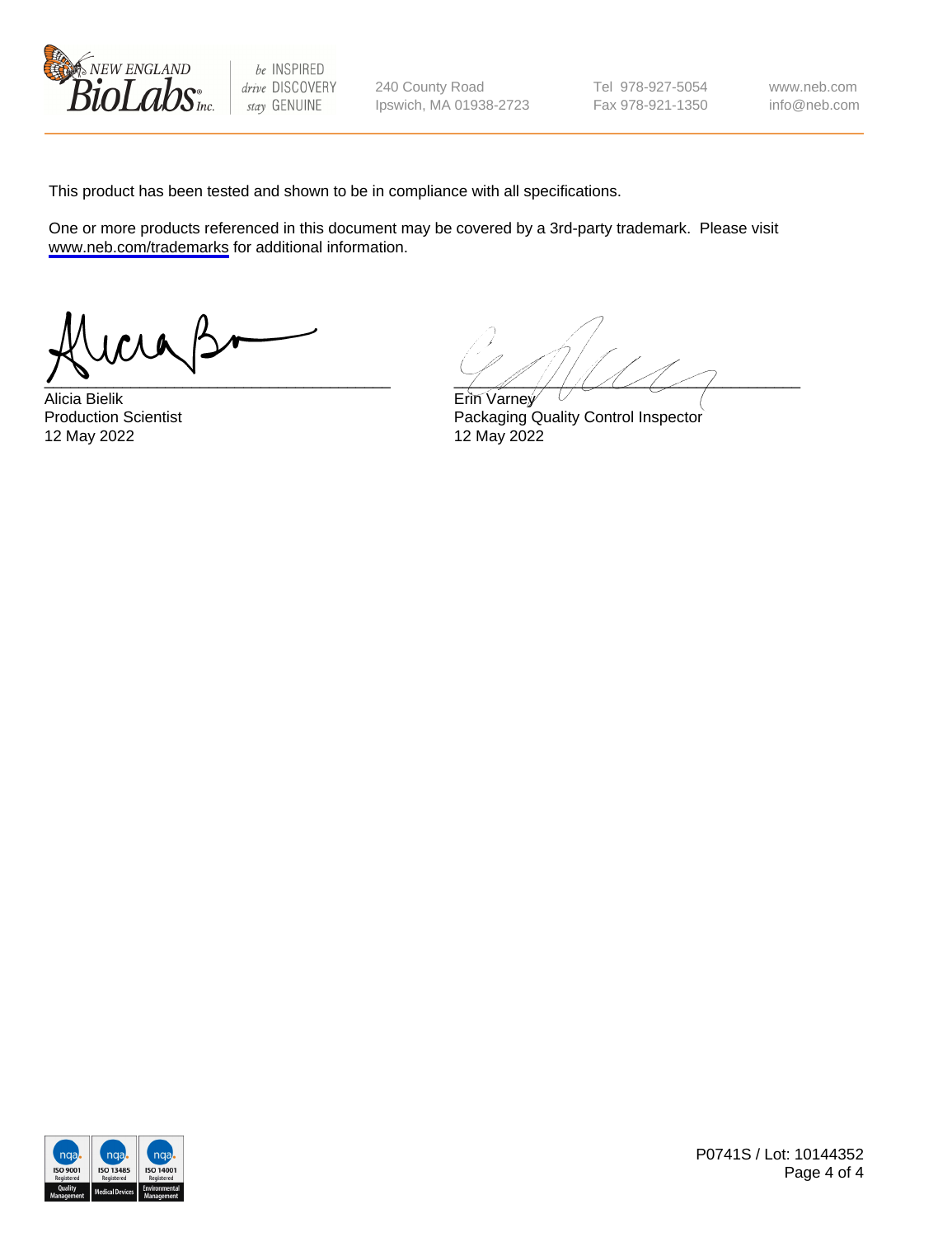This product has been tested and shown to be in compliance with all specifications.

One or more products referenced in this document may be covered by a 3rd-party trademark. Please visit www.neb.com/trademarks for additional information.

Alicia Bielik
Production Scientist
12 May 2022

Erin Varney
Packaging Quality Control Inspector
12 May 2022

P0741S / Lot: 10144352